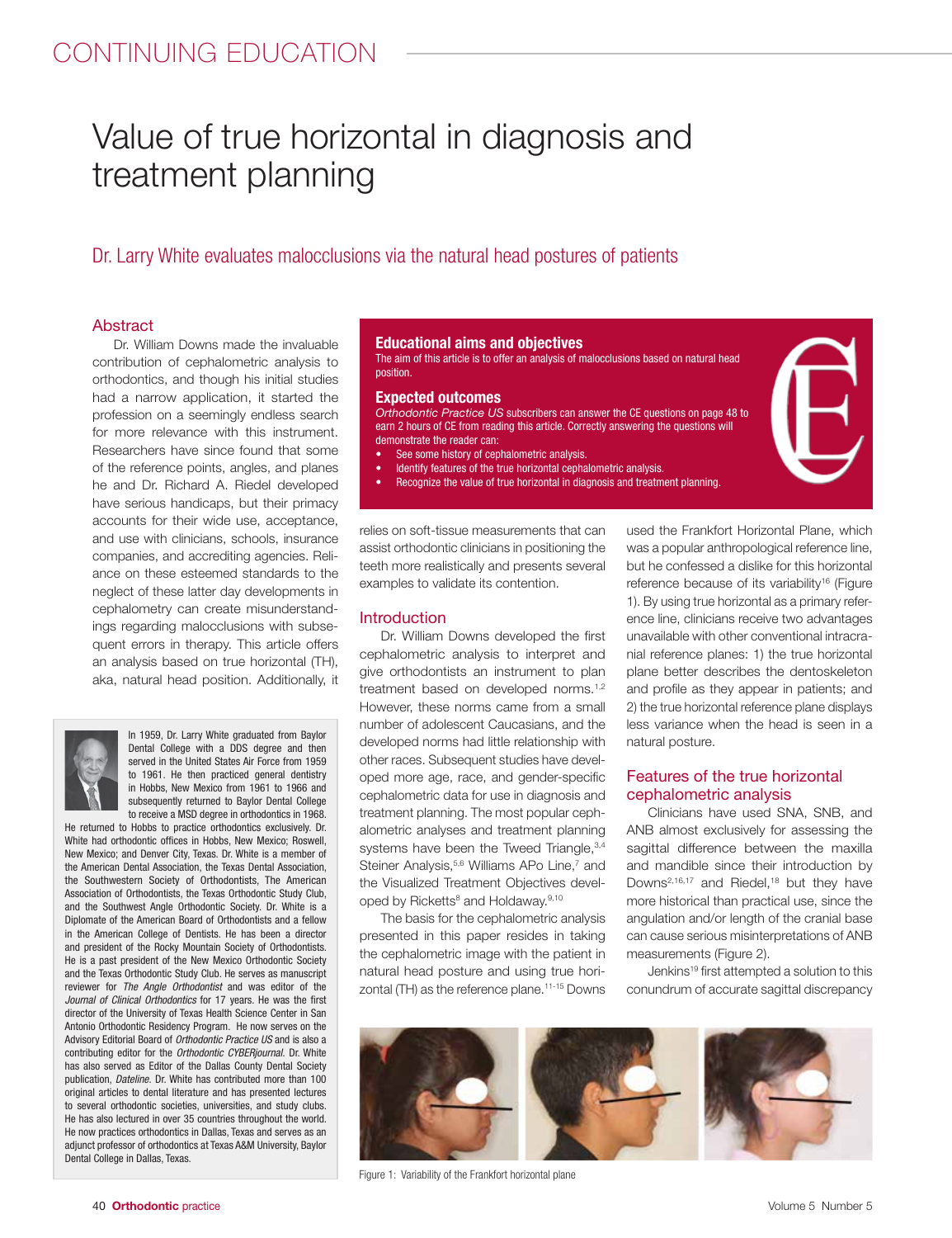CONTINUING EDUCATION

# Value of true horizontal in diagnosis and treatment planning

## Dr. Larry White evaluates malocclusions via the natural head postures of patients

### Abstract

Dr. William Downs made the invaluable contribution of cephalometric analysis to orthodontics, and though his initial studies had a narrow application, it started the profession on a seemingly endless search for more relevance with this instrument. Researchers have since found that some of the reference points, angles, and planes he and Dr. Richard A. Riedel developed have serious handicaps, but their primacy accounts for their wide use, acceptance, and use with clinicians, schools, insurance companies, and accrediting agencies. Reliance on these esteemed standards to the neglect of these latter day developments in cephalometry can create misunderstandings regarding malocclusions with subsequent errors in therapy. This article offers an analysis based on true horizontal (TH), aka, natural head position. Additionally, it relies on soft-tissue measurements that can assist orthodontic clinicians in positioning the teeth more realistically and presents several examples to validate its contention.

In 1959, Dr. Larry White graduated from Baylor Dental College with a DDS degree and then served in the United States Air Force from 1959 to 1961. He then practiced general dentistry in Hobbs, New Mexico from 1961 to 1966 and subsequently returned to Baylor Dental College to receive a MSD degree in orthodontics in 1968. He returned to Hobbs to practice orthodontics exclusively. Dr. White had orthodontic offices in Hobbs, New Mexico; Roswell, New Mexico; and Denver City, Texas. Dr. White is a member of the American Dental Association, the Texas Dental Association, the Southwestern Society of Orthodontists, The American Association of Orthodontists, the Texas Orthodontic Study Club, and the Southwest Angle Orthodontic Society. Dr. White is a Diplomate of the American Board of Orthodontists and a fellow in the American College of Dentists. He has been a director and president of the Rocky Mountain Society of Orthodontists. He is a past president of the New Mexico Orthodontic Society and the Texas Orthodontic Study Club. He was manuscript reviewer for *The Angle Orthodontist* and was editor of the *Journal of Clinical Orthodontics* for 17 years. He was the first director of the University of Texas Health Science Center in San Antonio Orthodontic Residency Program. He now serves on the Advisory Editorial Board of *Orthodontic Practice US* and is also a contributing editor for the *Orthodontic CYBERjournal*. Dr. White has also served as Editor of the Dallas County Dental Society publication, *Dateline*. Dr. White has contributed more than 100 original articles to dental literature and has presented lectures to several orthodontic societies, universities, and study clubs. He has also lectured in over 35 countries throughout the world. He now practices orthodontics in Dallas, Texas and serves as an adjunct professor of orthodontics at Texas A&M University, Baylor Dental College in Dallas, Texas.

**Educational aims and objectives**

The aim of this article is to offer an analysis of malocclusions based on natural head position.

**Expected outcomes**

*Orthodontic Practice US* subscribers can answer the CE questions on page 48 to earn 2 hours of CE from reading this article. Correctly answering the questions will demonstrate the reader can:

- See some history of cephalometric analysis.
- Identify features of the true horizontal cephalometric analysis.
- Recognize the value of true horizontal in diagnosis and treatment planning.

### Introduction

Dr. William Downs developed the first cephalometric analysis to interpret and give orthodontists an instrument to plan treatment based on developed norms.[1,2] However, these norms came from a small number of adolescent Caucasians, and the developed norms had little relationship with other races. Subsequent studies have developed more age, race, and gender-specific cephalometric data for use in diagnosis and treatment planning. The most popular cephalometric analyses and treatment planning systems have been the Tweed Triangle,[3,4] Steiner Analysis,[5,6] Williams APo Line,[7] and the Visualized Treatment Objectives developed by Ricketts[8] and Holdaway.[9,10]

The basis for the cephalometric analysis presented in this paper resides in taking the cephalometric image with the patient in natural head posture and using true horizontal (TH) as the reference plane.[11-15] Downs used the Frankfort Horizontal Plane, which was a popular anthropological reference line, but he confessed a dislike for this horizontal reference because of its variability[16] (Figure 1). By using true horizontal as a primary reference line, clinicians receive two advantages unavailable with other conventional intracranial reference planes: 1) the true horizontal plane better describes the dentoskeleton and profile as they appear in patients; and 2) the true horizontal reference plane displays less variance when the head is seen in a natural posture.

### Features of the true horizontal cephalometric analysis

Clinicians have used SNA, SNB, and ANB almost exclusively for assessing the sagittal difference between the maxilla and mandible since their introduction by Downs[2,16,17] and Riedel,[18] but they have more historical than practical use, since the angulation and/or length of the cranial base can cause serious misinterpretations of ANB measurements (Figure 2).

Jenkins[19] first attempted a solution to this conundrum of accurate sagittal discrepancy

Figure 1: Variability of the Frankfort horizontal plane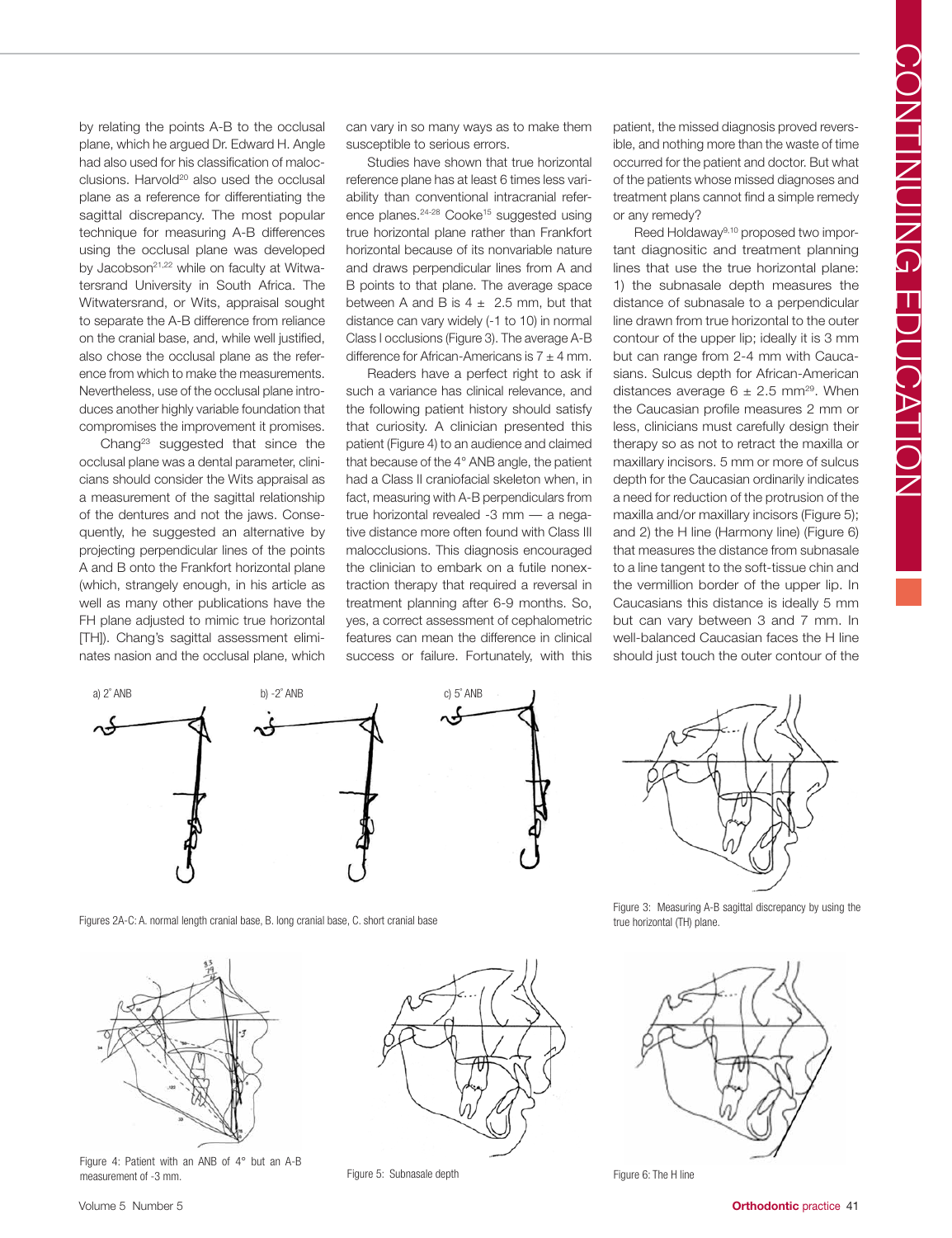by relating the points A-B to the occlusal plane, which he argued Dr. Edward H. Angle had also used for his classification of malocclusions. Harvold[20] also used the occlusal plane as a reference for differentiating the sagittal discrepancy. The most popular technique for measuring A-B differences using the occlusal plane was developed by Jacobson[21,22] while on faculty at Witwatersrand University in South Africa. The Witwatersrand, or Wits, appraisal sought to separate the A-B difference from reliance on the cranial base, and, while well justified, also chose the occlusal plane as the reference from which to make the measurements. Nevertheless, use of the occlusal plane introduces another highly variable foundation that compromises the improvement it promises.

Chang[23] suggested that since the occlusal plane was a dental parameter, clinicians should consider the Wits appraisal as a measurement of the sagittal relationship of the dentures and not the jaws. Consequently, he suggested an alternative by projecting perpendicular lines of the points A and B onto the Frankfort horizontal plane (which, strangely enough, in his article as well as many other publications have the FH plane adjusted to mimic true horizontal [TH]). Chang's sagittal assessment eliminates nasion and the occlusal plane, which can vary in so many ways as to make them susceptible to serious errors.

Studies have shown that true horizontal reference plane has at least 6 times less variability than conventional intracranial reference planes.[24-28] Cooke[15] suggested using true horizontal plane rather than Frankfort horizontal because of its nonvariable nature and draws perpendicular lines from A and B points to that plane. The average space between A and B is 4 ± 2.5 mm, but that distance can vary widely (-1 to 10) in normal Class I occlusions (Figure 3). The average A-B difference for African-Americans is 7 ± 4 mm.

Readers have a perfect right to ask if such a variance has clinical relevance, and the following patient history should satisfy that curiosity. A clinician presented this patient (Figure 4) to an audience and claimed that because of the 4° ANB angle, the patient had a Class II craniofacial skeleton when, in fact, measuring with A-B perpendiculars from true horizontal revealed -3 mm — a negative distance more often found with Class III malocclusions. This diagnosis encouraged the clinician to embark on a futile nonextraction therapy that required a reversal in treatment planning after 6-9 months. So, yes, a correct assessment of cephalometric features can mean the difference in clinical success or failure. Fortunately, with this patient, the missed diagnosis proved reversible, and nothing more than the waste of time occurred for the patient and doctor. But what of the patients whose missed diagnoses and treatment plans cannot find a simple remedy or any remedy?

Reed Holdaway[9,10] proposed two important diagnositic and treatment planning lines that use the true horizontal plane: 1) the subnasale depth measures the distance of subnasale to a perpendicular line drawn from true horizontal to the outer contour of the upper lip; ideally it is 3 mm but can range from 2-4 mm with Caucasians. Sulcus depth for African-American distances average 6 ± 2.5 mm[29]. When the Caucasian profile measures 2 mm or less, clinicians must carefully design their therapy so as not to retract the maxilla or maxillary incisors. 5 mm or more of sulcus depth for the Caucasian ordinarily indicates a need for reduction of the protrusion of the maxilla and/or maxillary incisors (Figure 5); and 2) the H line (Harmony line) (Figure 6) that measures the distance from subnasale to a line tangent to the soft-tissue chin and the vermillion border of the upper lip. In Caucasians this distance is ideally 5 mm but can vary between 3 and 7 mm. In well-balanced Caucasian faces the H line should just touch the outer contour of the

a) 2° ANB   b) -2° ANB   c) 5° ANB

Figures 2A-C: A. normal length cranial base, B. long cranial base, C. short cranial base

Figure 3: Measuring A-B sagittal discrepancy by using the true horizontal (TH) plane.

Figure 4: Patient with an ANB of 4° but an A-B measurement of -3 mm.

Figure 5: Subnasale depth

Figure 6: The H line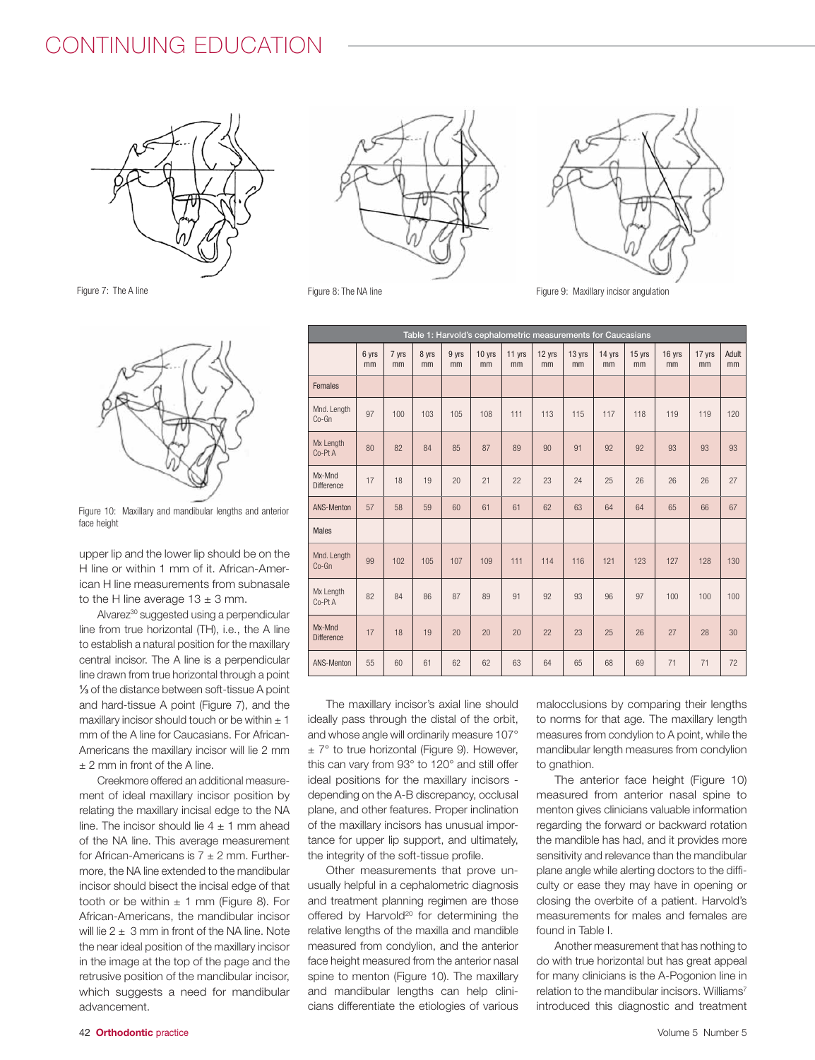Figure 7: The A line

Figure 8: The NA line

Figure 9: Maxillary incisor angulation

Figure 10: Maxillary and mandibular lengths and anterior face height

upper lip and the lower lip should be on the H line or within 1 mm of it. African-American H line measurements from subnasale to the H line average 13 ± 3 mm.

Alvarez[30] suggested using a perpendicular line from true horizontal (TH), i.e., the A line to establish a natural position for the maxillary central incisor. The A line is a perpendicular line drawn from true horizontal through a point ⅓ of the distance between soft-tissue A point and hard-tissue A point (Figure 7), and the maxillary incisor should touch or be within ± 1 mm of the A line for Caucasians. For African-Americans the maxillary incisor will lie 2 mm ± 2 mm in front of the A line.

Creekmore offered an additional measurement of ideal maxillary incisor position by relating the maxillary incisal edge to the NA line. The incisor should lie 4 ± 1 mm ahead of the NA line. This average measurement for African-Americans is 7 ± 2 mm. Furthermore, the NA line extended to the mandibular incisor should bisect the incisal edge of that tooth or be within ± 1 mm (Figure 8). For African-Americans, the mandibular incisor will lie 2 ± 3 mm in front of the NA line. Note the near ideal position of the maxillary incisor in the image at the top of the page and the retrusive position of the mandibular incisor, which suggests a need for mandibular advancement.

| Table 1: Harvold's cephalometric measurements for Caucasians | | | | | | | | | | | | | |
|---|---|---|---|---|---|---|---|---|---|---|---|---|---|
| | 6 yrs mm | 7 yrs mm | 8 yrs mm | 9 yrs mm | 10 yrs mm | 11 yrs mm | 12 yrs mm | 13 yrs mm | 14 yrs mm | 15 yrs mm | 16 yrs mm | 17 yrs mm | Adult mm |
| Females | | | | | | | | | | | | | |
| Mnd. Length Co-Gn | 97 | 100 | 103 | 105 | 108 | 111 | 113 | 115 | 117 | 118 | 119 | 119 | 120 |
| Mx Length Co-Pt A | 80 | 82 | 84 | 85 | 87 | 89 | 90 | 91 | 92 | 92 | 93 | 93 | 93 |
| Mx-Mnd Difference | 17 | 18 | 19 | 20 | 21 | 22 | 23 | 24 | 25 | 26 | 26 | 26 | 27 |
| ANS-Menton | 57 | 58 | 59 | 60 | 61 | 61 | 62 | 63 | 64 | 64 | 65 | 66 | 67 |
| Males | | | | | | | | | | | | | |
| Mnd. Length Co-Gn | 99 | 102 | 105 | 107 | 109 | 111 | 114 | 116 | 121 | 123 | 127 | 128 | 130 |
| Mx Length Co-Pt A | 82 | 84 | 86 | 87 | 89 | 91 | 92 | 93 | 96 | 97 | 100 | 100 | 100 |
| Mx-Mnd Difference | 17 | 18 | 19 | 20 | 20 | 20 | 22 | 23 | 25 | 26 | 27 | 28 | 30 |
| ANS-Menton | 55 | 60 | 61 | 62 | 62 | 63 | 64 | 65 | 68 | 69 | 71 | 71 | 72 |

The maxillary incisor's axial line should ideally pass through the distal of the orbit, and whose angle will ordinarily measure 107° ± 7° to true horizontal (Figure 9). However, this can vary from 93° to 120° and still offer ideal positions for the maxillary incisors - depending on the A-B discrepancy, occlusal plane, and other features. Proper inclination of the maxillary incisors has unusual importance for upper lip support, and ultimately, the integrity of the soft-tissue profile.

Other measurements that prove unusually helpful in a cephalometric diagnosis and treatment planning regimen are those offered by Harvold[20] for determining the relative lengths of the maxilla and mandible measured from condylion, and the anterior face height measured from the anterior nasal spine to menton (Figure 10). The maxillary and mandibular lengths can help clinicians differentiate the etiologies of various malocclusions by comparing their lengths to norms for that age. The maxillary length measures from condylion to A point, while the mandibular length measures from condylion to gnathion.

The anterior face height (Figure 10) measured from anterior nasal spine to menton gives clinicians valuable information regarding the forward or backward rotation the mandible has had, and it provides more sensitivity and relevance than the mandibular plane angle while alerting doctors to the difficulty or ease they may have in opening or closing the overbite of a patient. Harvold's measurements for males and females are found in Table I.

Another measurement that has nothing to do with true horizontal but has great appeal for many clinicians is the A-Pogonion line in relation to the mandibular incisors. Williams[7] introduced this diagnostic and treatment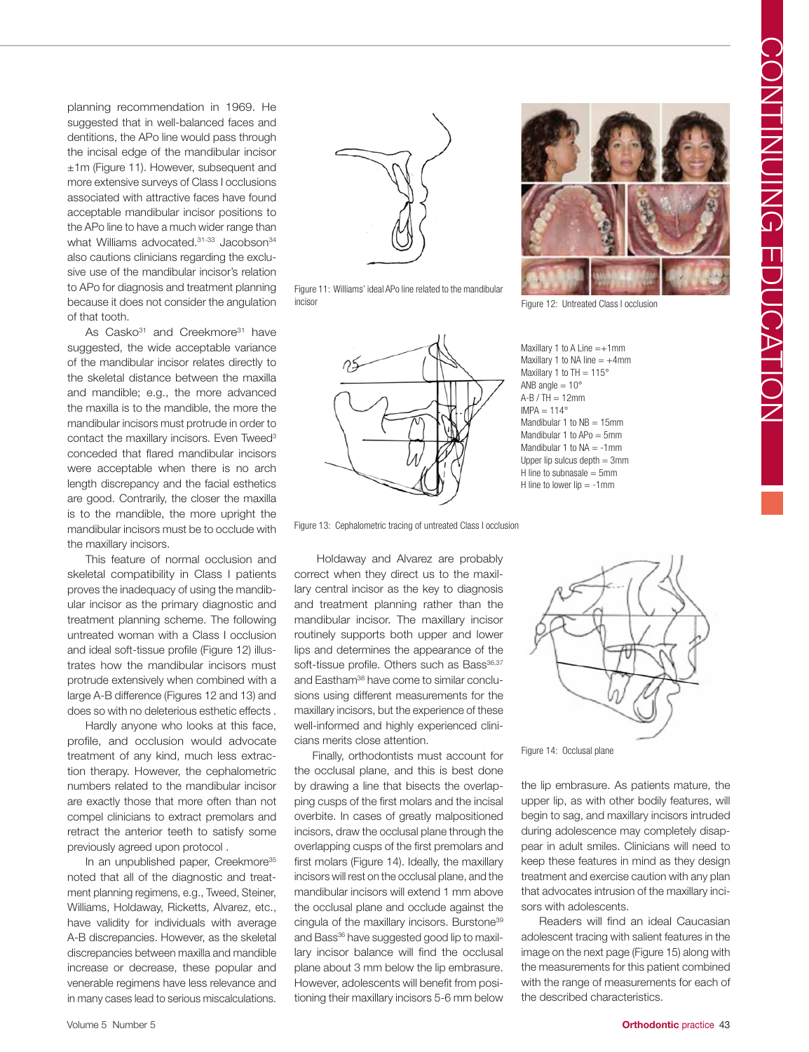planning recommendation in 1969. He suggested that in well-balanced faces and dentitions, the APo line would pass through the incisal edge of the mandibular incisor ±1m (Figure 11). However, subsequent and more extensive surveys of Class I occlusions associated with attractive faces have found acceptable mandibular incisor positions to the APo line to have a much wider range than what Williams advocated.[31-33] Jacobson[34] also cautions clinicians regarding the exclusive use of the mandibular incisor's relation to APo for diagnosis and treatment planning because it does not consider the angulation of that tooth.

As Casko[31] and Creekmore[31] have suggested, the wide acceptable variance of the mandibular incisor relates directly to the skeletal distance between the maxilla and mandible; e.g., the more advanced the maxilla is to the mandible, the more the mandibular incisors must protrude in order to contact the maxillary incisors. Even Tweed[3] conceded that flared mandibular incisors were acceptable when there is no arch length discrepancy and the facial esthetics are good. Contrarily, the closer the maxilla is to the mandible, the more upright the mandibular incisors must be to occlude with the maxillary incisors.

This feature of normal occlusion and skeletal compatibility in Class I patients proves the inadequacy of using the mandibular incisor as the primary diagnostic and treatment planning scheme. The following untreated woman with a Class I occlusion and ideal soft-tissue profile (Figure 12) illustrates how the mandibular incisors must protrude extensively when combined with a large A-B difference (Figures 12 and 13) and does so with no deleterious esthetic effects .

Hardly anyone who looks at this face, profile, and occlusion would advocate treatment of any kind, much less extraction therapy. However, the cephalometric numbers related to the mandibular incisor are exactly those that more often than not compel clinicians to extract premolars and retract the anterior teeth to satisfy some previously agreed upon protocol .

In an unpublished paper, Creekmore[35] noted that all of the diagnostic and treatment planning regimens, e.g., Tweed, Steiner, Williams, Holdaway, Ricketts, Alvarez, etc., have validity for individuals with average A-B discrepancies. However, as the skeletal discrepancies between maxilla and mandible increase or decrease, these popular and venerable regimens have less relevance and in many cases lead to serious miscalculations.

Figure 11: Williams' ideal APo line related to the mandibular incisor

Figure 12: Untreated Class I occlusion

Maxillary 1 to A Line =+1mm
Maxillary 1 to NA line = +4mm
Maxillary 1 to TH = 115°
ANB angle = 10°
A-B / TH = 12mm
IMPA = 114°
Mandibular 1 to NB = 15mm
Mandibular 1 to APo = 5mm
Mandibular 1 to NA = -1mm
Upper lip sulcus depth = 3mm
H line to subnasale = 5mm
H line to lower lip = -1mm

Figure 13: Cephalometric tracing of untreated Class I occlusion

Holdaway and Alvarez are probably correct when they direct us to the maxillary central incisor as the key to diagnosis and treatment planning rather than the mandibular incisor. The maxillary incisor routinely supports both upper and lower lips and determines the appearance of the soft-tissue profile. Others such as Bass[36,37] and Eastham[38] have come to similar conclusions using different measurements for the maxillary incisors, but the experience of these well-informed and highly experienced clinicians merits close attention.

Finally, orthodontists must account for the occlusal plane, and this is best done by drawing a line that bisects the overlapping cusps of the first molars and the incisal overbite. In cases of greatly malpositioned incisors, draw the occlusal plane through the overlapping cusps of the first premolars and first molars (Figure 14). Ideally, the maxillary incisors will rest on the occlusal plane, and the mandibular incisors will extend 1 mm above the occlusal plane and occlude against the cingula of the maxillary incisors. Burstone[39] and Bass[36] have suggested good lip to maxillary incisor balance will find the occlusal plane about 3 mm below the lip embrasure. However, adolescents will benefit from positioning their maxillary incisors 5-6 mm below the lip embrasure. As patients mature, the upper lip, as with other bodily features, will begin to sag, and maxillary incisors intruded during adolescence may completely disappear in adult smiles. Clinicians will need to keep these features in mind as they design treatment and exercise caution with any plan that advocates intrusion of the maxillary incisors with adolescents.

Figure 14: Occlusal plane

Readers will find an ideal Caucasian adolescent tracing with salient features in the image on the next page (Figure 15) along with the measurements for this patient combined with the range of measurements for each of the described characteristics.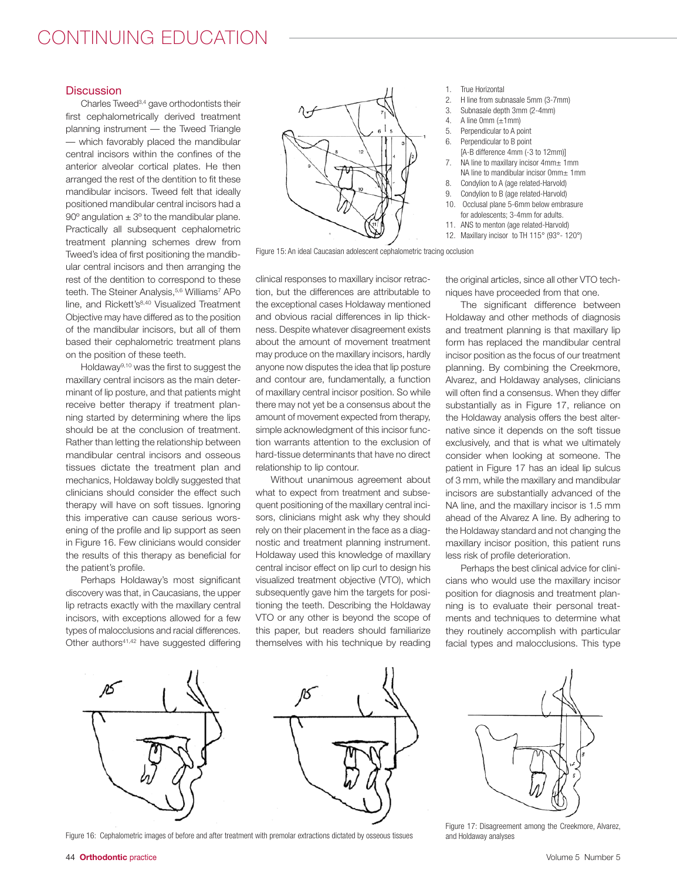## Discussion

Charles Tweed[3,4] gave orthodontists their first cephalometrically derived treatment planning instrument — the Tweed Triangle — which favorably placed the mandibular central incisors within the confines of the anterior alveolar cortical plates. He then arranged the rest of the dentition to fit these mandibular incisors. Tweed felt that ideally positioned mandibular central incisors had a 90º angulation ± 3º to the mandibular plane. Practically all subsequent cephalometric treatment planning schemes drew from Tweed's idea of first positioning the mandibular central incisors and then arranging the rest of the dentition to correspond to these teeth. The Steiner Analysis,[5,6] Williams[7] APo line, and Rickett's[8,40] Visualized Treatment Objective may have differed as to the position of the mandibular incisors, but all of them based their cephalometric treatment plans on the position of these teeth.

Holdaway[9,10] was the first to suggest the maxillary central incisors as the main determinant of lip posture, and that patients might receive better therapy if treatment planning started by determining where the lips should be at the conclusion of treatment. Rather than letting the relationship between mandibular central incisors and osseous tissues dictate the treatment plan and mechanics, Holdaway boldly suggested that clinicians should consider the effect such therapy will have on soft tissues. Ignoring this imperative can cause serious worsening of the profile and lip support as seen in Figure 16. Few clinicians would consider the results of this therapy as beneficial for the patient's profile.

Perhaps Holdaway's most significant discovery was that, in Caucasians, the upper lip retracts exactly with the maxillary central incisors, with exceptions allowed for a few types of malocclusions and racial differences. Other authors[41,42] have suggested differing clinical responses to maxillary incisor retraction, but the differences are attributable to the exceptional cases Holdaway mentioned and obvious racial differences in lip thickness. Despite whatever disagreement exists about the amount of movement treatment may produce on the maxillary incisors, hardly anyone now disputes the idea that lip posture and contour are, fundamentally, a function of maxillary central incisor position. So while there may not yet be a consensus about the amount of movement expected from therapy, simple acknowledgment of this incisor function warrants attention to the exclusion of hard-tissue determinants that have no direct relationship to lip contour.

Without unanimous agreement about what to expect from treatment and subsequent positioning of the maxillary central incisors, clinicians might ask why they should rely on their placement in the face as a diagnostic and treatment planning instrument. Holdaway used this knowledge of maxillary central incisor effect on lip curl to design his visualized treatment objective (VTO), which subsequently gave him the targets for positioning the teeth. Describing the Holdaway VTO or any other is beyond the scope of this paper, but readers should familiarize themselves with his technique by reading the original articles, since all other VTO techniques have proceeded from that one.

The significant difference between Holdaway and other methods of diagnosis and treatment planning is that maxillary lip form has replaced the mandibular central incisor position as the focus of our treatment planning. By combining the Creekmore, Alvarez, and Holdaway analyses, clinicians will often find a consensus. When they differ substantially as in Figure 17, reliance on the Holdaway analysis offers the best alternative since it depends on the soft tissue exclusively, and that is what we ultimately consider when looking at someone. The patient in Figure 17 has an ideal lip sulcus of 3 mm, while the maxillary and mandibular incisors are substantially advanced of the NA line, and the maxillary incisor is 1.5 mm ahead of the Alvarez A line. By adhering to the Holdaway standard and not changing the maxillary incisor position, this patient runs less risk of profile deterioration.

Perhaps the best clinical advice for clinicians who would use the maxillary incisor position for diagnosis and treatment planning is to evaluate their personal treatments and techniques to determine what they routinely accomplish with particular facial types and malocclusions. This type

1. True Horizontal
2. H line from subnasale 5mm (3-7mm)
3. Subnasale depth 3mm (2-4mm)
4. A line 0mm (±1mm)
5. Perpendicular to A point
6. Perpendicular to B point
   [A-B difference 4mm (-3 to 12mm)]
7. NA line to maxillary incisor 4mm± 1mm
   NA line to mandibular incisor 0mm± 1mm
8. Condylion to A (age related-Harvold)
9. Condylion to B (age related-Harvold)
10. Occlusal plane 5-6mm below embrasure for adolescents; 3-4mm for adults.
11. ANS to menton (age related-Harvold)
12. Maxillary incisor to TH 115° (93°- 120°)

Figure 15: An ideal Caucasian adolescent cephalometric tracing occlusion

Figure 16: Cephalometric images of before and after treatment with premolar extractions dictated by osseous tissues

Figure 17: Disagreement among the Creekmore, Alvarez, and Holdaway analyses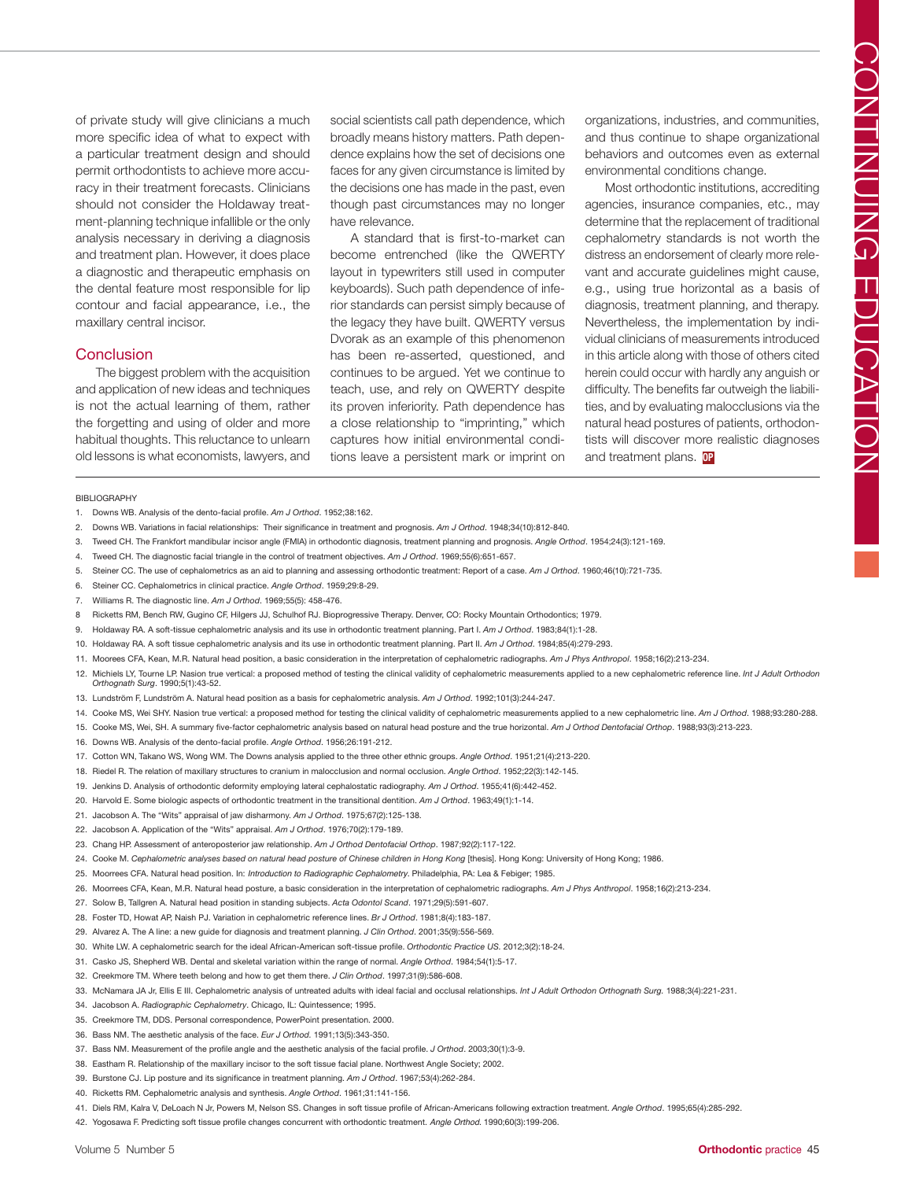of private study will give clinicians a much more specific idea of what to expect with a particular treatment design and should permit orthodontists to achieve more accuracy in their treatment forecasts. Clinicians should not consider the Holdaway treatment-planning technique infallible or the only analysis necessary in deriving a diagnosis and treatment plan. However, it does place a diagnostic and therapeutic emphasis on the dental feature most responsible for lip contour and facial appearance, i.e., the maxillary central incisor.

## Conclusion

The biggest problem with the acquisition and application of new ideas and techniques is not the actual learning of them, rather the forgetting and using of older and more habitual thoughts. This reluctance to unlearn old lessons is what economists, lawyers, and social scientists call path dependence, which broadly means history matters. Path dependence explains how the set of decisions one faces for any given circumstance is limited by the decisions one has made in the past, even though past circumstances may no longer have relevance.

A standard that is first-to-market can become entrenched (like the QWERTY layout in typewriters still used in computer keyboards). Such path dependence of inferior standards can persist simply because of the legacy they have built. QWERTY versus Dvorak as an example of this phenomenon has been re-asserted, questioned, and continues to be argued. Yet we continue to teach, use, and rely on QWERTY despite its proven inferiority. Path dependence has a close relationship to "imprinting," which captures how initial environmental conditions leave a persistent mark or imprint on organizations, industries, and communities, and thus continue to shape organizational behaviors and outcomes even as external environmental conditions change.

Most orthodontic institutions, accrediting agencies, insurance companies, etc., may determine that the replacement of traditional cephalometry standards is not worth the distress an endorsement of clearly more relevant and accurate guidelines might cause, e.g., using true horizontal as a basis of diagnosis, treatment planning, and therapy. Nevertheless, the implementation by individual clinicians of measurements introduced in this article along with those of others cited herein could occur with hardly any anguish or difficulty. The benefits far outweigh the liabilities, and by evaluating malocclusions via the natural head postures of patients, orthodontists will discover more realistic diagnoses and treatment plans. OP

BIBLIOGRAPHY

1. Downs WB. Analysis of the dento-facial profile. *Am J Orthod*. 1952;38:162.
2. Downs WB. Variations in facial relationships: Their significance in treatment and prognosis. *Am J Orthod*. 1948;34(10):812-840.
3. Tweed CH. The Frankfort mandibular incisor angle (FMIA) in orthodontic diagnosis, treatment planning and prognosis. *Angle Orthod*. 1954;24(3):121-169.
4. Tweed CH. The diagnostic facial triangle in the control of treatment objectives. *Am J Orthod*. 1969;55(6):651-657.
5. Steiner CC. The use of cephalometrics as an aid to planning and assessing orthodontic treatment: Report of a case. *Am J Orthod*. 1960;46(10):721-735.
6. Steiner CC. Cephalometrics in clinical practice. *Angle Orthod*. 1959;29:8-29.
7. Williams R. The diagnostic line. *Am J Orthod*. 1969;55(5): 458-476.
8. Ricketts RM, Bench RW, Gugino CF, Hilgers JJ, Schulhof RJ. Bioprogressive Therapy. Denver, CO: Rocky Mountain Orthodontics; 1979.
9. Holdaway RA. A soft-tissue cephalometric analysis and its use in orthodontic treatment planning. Part I. *Am J Orthod*. 1983;84(1):1-28.
10. Holdaway RA. A soft tissue cephalometric analysis and its use in orthodontic treatment planning. Part II. *Am J Orthod*. 1984;85(4):279-293.
11. Moorees CFA, Kean, M.R. Natural head position, a basic consideration in the interpretation of cephalometric radiographs. *Am J Phys Anthropol*. 1958;16(2):213-234.
12. Michiels LY, Tourne LP. Nasion true vertical: a proposed method of testing the clinical validity of cephalometric measurements applied to a new cephalometric reference line. *Int J Adult Orthodon Orthognath Surg*. 1990;5(1):43-52.
13. Lundström F, Lundström A. Natural head position as a basis for cephalometric analysis. *Am J Orthod*. 1992;101(3):244-247.
14. Cooke MS, Wei SHY. Nasion true vertical: a proposed method for testing the clinical validity of cephalometric measurements applied to a new cephalometric line. *Am J Orthod*. 1988;93:280-288.
15. Cooke MS, Wei, SH. A summary five-factor cephalometric analysis based on natural head posture and the true horizontal. *Am J Orthod Dentofacial Orthop*. 1988;93(3):213-223.
16. Downs WB. Analysis of the dento-facial profile. *Angle Orthod*. 1956;26:191-212.
17. Cotton WN, Takano WS, Wong WM. The Downs analysis applied to the three other ethnic groups. *Angle Orthod*. 1951;21(4):213-220.
18. Riedel R. The relation of maxillary structures to cranium in malocclusion and normal occlusion. *Angle Orthod*. 1952;22(3):142-145.
19. Jenkins D. Analysis of orthodontic deformity employing lateral cephalostatic radiography. *Am J Orthod*. 1955;41(6):442-452.
20. Harvold E. Some biologic aspects of orthodontic treatment in the transitional dentition. *Am J Orthod*. 1963;49(1):1-14.
21. Jacobson A. The "Wits" appraisal of jaw disharmony. *Am J Orthod*. 1975;67(2):125-138.
22. Jacobson A. Application of the "Wits" appraisal. *Am J Orthod*. 1976;70(2):179-189.
23. Chang HP. Assessment of anteroposterior jaw relationship. *Am J Orthod Dentofacial Orthop*. 1987;92(2):117-122.
24. Cooke M. *Cephalometric analyses based on natural head posture of Chinese children in Hong Kong* [thesis]. Hong Kong: University of Hong Kong; 1986.
25. Moorrees CFA. Natural head position. In: *Introduction to Radiographic Cephalometry*. Philadelphia, PA: Lea & Febiger; 1985.
26. Moorrees CFA, Kean, M.R. Natural head posture, a basic consideration in the interpretation of cephalometric radiographs. *Am J Phys Anthropol*. 1958;16(2):213-234.
27. Solow B, Tallgren A. Natural head position in standing subjects. *Acta Odontol Scand*. 1971;29(5):591-607.
28. Foster TD, Howat AP, Naish PJ. Variation in cephalometric reference lines. *Br J Orthod*. 1981;8(4):183-187.
29. Alvarez A. The A line: a new guide for diagnosis and treatment planning. *J Clin Orthod*. 2001;35(9):556-569.
30. White LW. A cephalometric search for the ideal African-American soft-tissue profile. *Orthodontic Practice US*. 2012;3(2):18-24.
31. Casko JS, Shepherd WB. Dental and skeletal variation within the range of normal. *Angle Orthod*. 1984;54(1):5-17.
32. Creekmore TM. Where teeth belong and how to get them there. *J Clin Orthod*. 1997;31(9):586-608.
33. McNamara JA Jr, Ellis E III. Cephalometric analysis of untreated adults with ideal facial and occlusal relationships. *Int J Adult Orthodon Orthognath Surg*. 1988;3(4):221-231.
34. Jacobson A. *Radiographic Cephalometry*. Chicago, IL: Quintessence; 1995.
35. Creekmore TM, DDS. Personal correspondence, PowerPoint presentation. 2000.
36. Bass NM. The aesthetic analysis of the face. *Eur J Orthod*. 1991;13(5):343-350.
37. Bass NM. Measurement of the profile angle and the aesthetic analysis of the facial profile. *J Orthod*. 2003;30(1):3-9.
38. Eastham R. Relationship of the maxillary incisor to the soft tissue facial plane. Northwest Angle Society; 2002.
39. Burstone CJ. Lip posture and its significance in treatment planning. *Am J Orthod*. 1967;53(4):262-284.
40. Ricketts RM. Cephalometric analysis and synthesis. *Angle Orthod*. 1961;31:141-156.
41. Diels RM, Kalra V, DeLoach N Jr, Powers M, Nelson SS. Changes in soft tissue profile of African-Americans following extraction treatment. *Angle Orthod*. 1995;65(4):285-292.
42. Yogosawa F. Predicting soft tissue profile changes concurrent with orthodontic treatment. *Angle Orthod*. 1990;60(3):199-206.